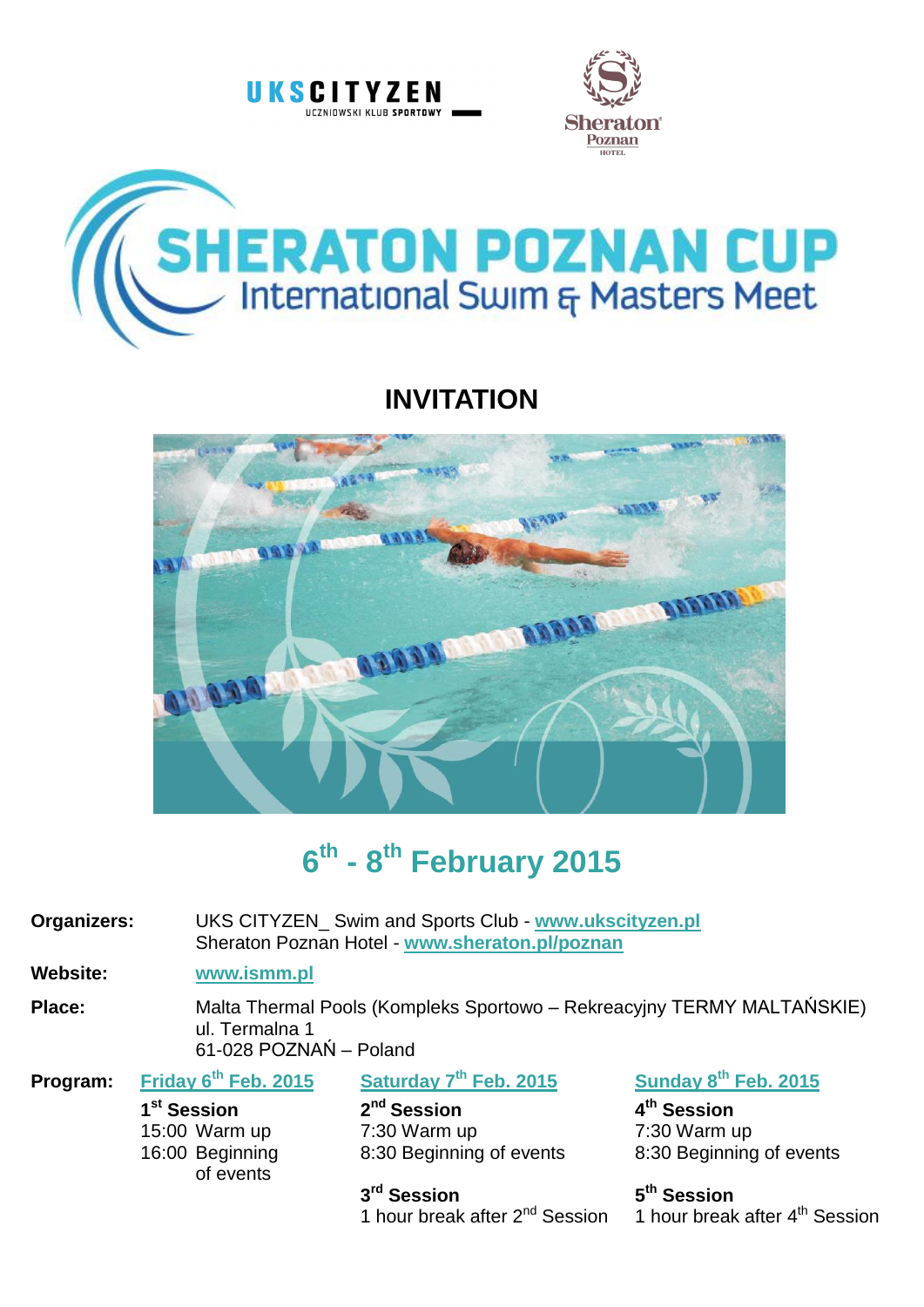UKS CITYZEN UCZNIOWSKI KLUB SPORTOWY

Sheraton Poznan HOTEL

# SHERATON POZNAN CUP

## International Swim & Masters Meet

## INVITATION

## 6th - 8th February 2015

**Organizers:** UKS CITYZEN_ Swim and Sports Club - **www.ukscityzen.pl**
Sheraton Poznan Hotel - **www.sheraton.pl/poznan**

**Website:** **www.ismm.pl**

**Place:** Malta Thermal Pools (Kompleks Sportowo – Rekreacyjny TERMY MALTAŃSKIE)
ul. Termalna 1
61-028 POZNAŃ – Poland

**Program:**

**Friday 6th Feb. 2015**

**1st Session**
15:00 Warm up
16:00 Beginning of events

**Saturday 7th Feb. 2015**

**2nd Session**
7:30 Warm up
8:30 Beginning of events

**3rd Session**
1 hour break after 2nd Session

**Sunday 8th Feb. 2015**

**4th Session**
7:30 Warm up
8:30 Beginning of events

**5th Session**
1 hour break after 4th Session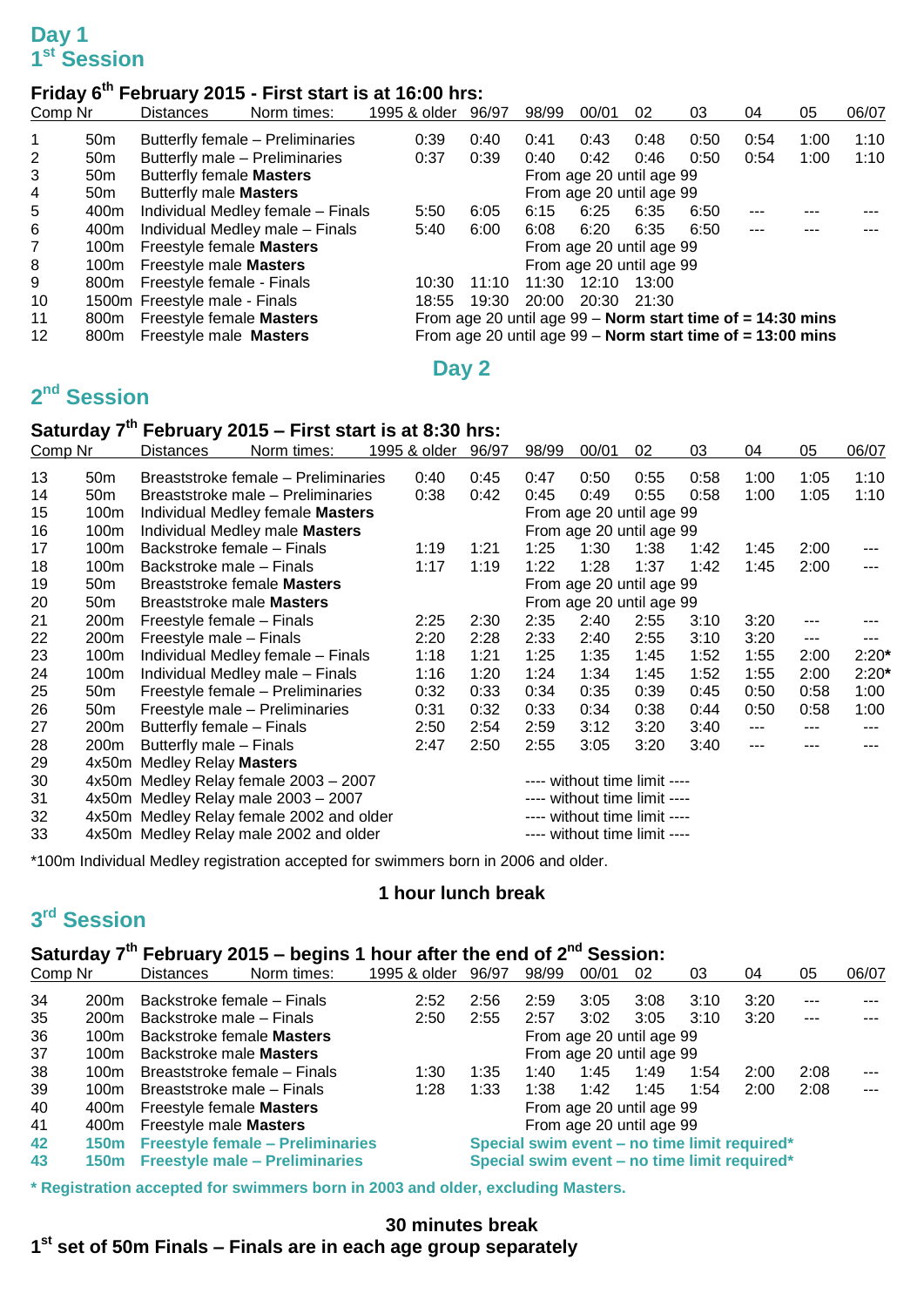## Day 1

## 1st Session

### Friday 6th February 2015 - First start is at 16:00 hrs:

| Comp Nr | Distances | Norm times: | 1995 & older | 96/97 | 98/99 | 00/01 | 02 | 03 | 04 | 05 | 06/07 |
|---|---|---|---|---|---|---|---|---|---|---|---|
| 1 | 50m | Butterfly female – Preliminaries | 0:39 | 0:40 | 0:41 | 0:43 | 0:48 | 0:50 | 0:54 | 1:00 | 1:10 |
| 2 | 50m | Butterfly male – Preliminaries | 0:37 | 0:39 | 0:40 | 0:42 | 0:46 | 0:50 | 0:54 | 1:00 | 1:10 |
| 3 | 50m | Butterfly female **Masters** | | | From age 20 until age 99 | | | | | | |
| 4 | 50m | Butterfly male **Masters** | | | From age 20 until age 99 | | | | | | |
| 5 | 400m | Individual Medley female – Finals | 5:50 | 6:05 | 6:15 | 6:25 | 6:35 | 6:50 | --- | --- | --- |
| 6 | 400m | Individual Medley male – Finals | 5:40 | 6:00 | 6:08 | 6:20 | 6:35 | 6:50 | --- | --- | --- |
| 7 | 100m | Freestyle female **Masters** | | | From age 20 until age 99 | | | | | | |
| 8 | 100m | Freestyle male **Masters** | | | From age 20 until age 99 | | | | | | |
| 9 | 800m | Freestyle female - Finals | 10:30 | 11:10 | 11:30 | 12:10 | 13:00 | | | | |
| 10 | 1500m | Freestyle male - Finals | 18:55 | 19:30 | 20:00 | 20:30 | 21:30 | | | | |
| 11 | 800m | Freestyle female **Masters** | From age 20 until age 99 – **Norm start time of = 14:30 mins** | | | | | | | | |
| 12 | 800m | Freestyle male **Masters** | From age 20 until age 99 – **Norm start time of = 13:00 mins** | | | | | | | | |

## Day 2

## 2nd Session

### Saturday 7th February 2015 – First start is at 8:30 hrs:

| Comp Nr | Distances | Norm times: | 1995 & older | 96/97 | 98/99 | 00/01 | 02 | 03 | 04 | 05 | 06/07 |
|---|---|---|---|---|---|---|---|---|---|---|---|
| 13 | 50m | Breaststroke female – Preliminaries | 0:40 | 0:45 | 0:47 | 0:50 | 0:55 | 0:58 | 1:00 | 1:05 | 1:10 |
| 14 | 50m | Breaststroke male – Preliminaries | 0:38 | 0:42 | 0:45 | 0:49 | 0:55 | 0:58 | 1:00 | 1:05 | 1:10 |
| 15 | 100m | Individual Medley female **Masters** | | | From age 20 until age 99 | | | | | | |
| 16 | 100m | Individual Medley male **Masters** | | | From age 20 until age 99 | | | | | | |
| 17 | 100m | Backstroke female – Finals | 1:19 | 1:21 | 1:25 | 1:30 | 1:38 | 1:42 | 1:45 | 2:00 | --- |
| 18 | 100m | Backstroke male – Finals | 1:17 | 1:19 | 1:22 | 1:28 | 1:37 | 1:42 | 1:45 | 2:00 | --- |
| 19 | 50m | Breaststroke female **Masters** | | | From age 20 until age 99 | | | | | | |
| 20 | 50m | Breaststroke male **Masters** | | | From age 20 until age 99 | | | | | | |
| 21 | 200m | Freestyle female – Finals | 2:25 | 2:30 | 2:35 | 2:40 | 2:55 | 3:10 | 3:20 | --- | --- |
| 22 | 200m | Freestyle male – Finals | 2:20 | 2:28 | 2:33 | 2:40 | 2:55 | 3:10 | 3:20 | --- | --- |
| 23 | 100m | Individual Medley female – Finals | 1:18 | 1:21 | 1:25 | 1:35 | 1:45 | 1:52 | 1:55 | 2:00 | 2:20* |
| 24 | 100m | Individual Medley male – Finals | 1:16 | 1:20 | 1:24 | 1:34 | 1:45 | 1:52 | 1:55 | 2:00 | 2:20* |
| 25 | 50m | Freestyle female – Preliminaries | 0:32 | 0:33 | 0:34 | 0:35 | 0:39 | 0:45 | 0:50 | 0:58 | 1:00 |
| 26 | 50m | Freestyle male – Preliminaries | 0:31 | 0:32 | 0:33 | 0:34 | 0:38 | 0:44 | 0:50 | 0:58 | 1:00 |
| 27 | 200m | Butterfly female – Finals | 2:50 | 2:54 | 2:59 | 3:12 | 3:20 | 3:40 | --- | --- | --- |
| 28 | 200m | Butterfly male – Finals | 2:47 | 2:50 | 2:55 | 3:05 | 3:20 | 3:40 | --- | --- | --- |
| 29 | 4x50m | Medley Relay **Masters** | | | | | | | | | |
| 30 | 4x50m | Medley Relay female 2003 – 2007 | | | ---- without time limit ---- | | | | | | |
| 31 | 4x50m | Medley Relay male 2003 – 2007 | | | ---- without time limit ---- | | | | | | |
| 32 | 4x50m | Medley Relay female 2002 and older | | | ---- without time limit ---- | | | | | | |
| 33 | 4x50m | Medley Relay male 2002 and older | | | ---- without time limit ---- | | | | | | |

*100m Individual Medley registration accepted for swimmers born in 2006 and older.

**1 hour lunch break**

## 3rd Session

### Saturday 7th February 2015 – begins 1 hour after the end of 2nd Session:

| Comp Nr | Distances | Norm times: | 1995 & older | 96/97 | 98/99 | 00/01 | 02 | 03 | 04 | 05 | 06/07 |
|---|---|---|---|---|---|---|---|---|---|---|---|
| 34 | 200m | Backstroke female – Finals | 2:52 | 2:56 | 2:59 | 3:05 | 3:08 | 3:10 | 3:20 | --- | --- |
| 35 | 200m | Backstroke male – Finals | 2:50 | 2:55 | 2:57 | 3:02 | 3:05 | 3:10 | 3:20 | --- | --- |
| 36 | 100m | Backstroke female **Masters** | | | From age 20 until age 99 | | | | | | |
| 37 | 100m | Backstroke male **Masters** | | | From age 20 until age 99 | | | | | | |
| 38 | 100m | Breaststroke female – Finals | 1:30 | 1:35 | 1:40 | 1:45 | 1:49 | 1:54 | 2:00 | 2:08 | --- |
| 39 | 100m | Breaststroke male – Finals | 1:28 | 1:33 | 1:38 | 1:42 | 1:45 | 1:54 | 2:00 | 2:08 | --- |
| 40 | 400m | Freestyle female **Masters** | | | From age 20 until age 99 | | | | | | |
| 41 | 400m | Freestyle male **Masters** | | | From age 20 until age 99 | | | | | | |
| **42** | **150m** | **Freestyle female – Preliminaries** | | **Special swim event – no time limit required*** | | | | | | | |
| **43** | **150m** | **Freestyle male – Preliminaries** | | **Special swim event – no time limit required*** | | | | | | | |

**\* Registration accepted for swimmers born in 2003 and older, excluding Masters.**

**30 minutes break**

**1st set of 50m Finals – Finals are in each age group separately**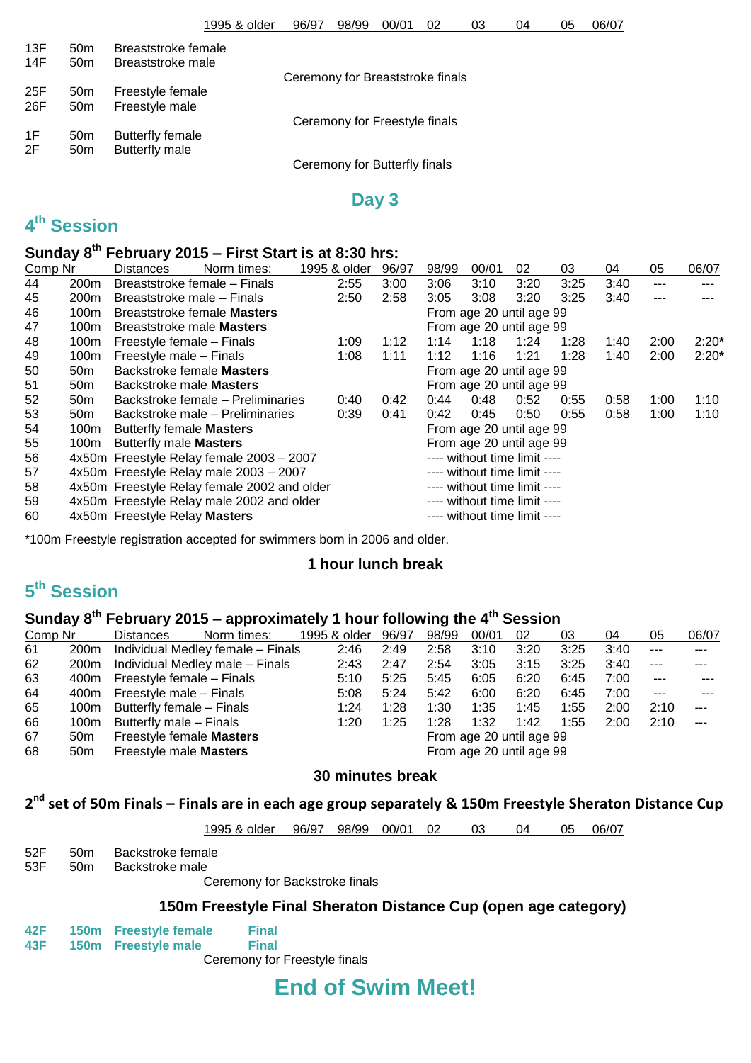| | | | 1995 & older | 96/97 | 98/99 | 00/01 | 02 | 03 | 04 | 05 | 06/07 |
|---|---|---|---|---|---|---|---|---|---|---|---|
| 13F | 50m | Breaststroke female | | | | | | | | | |
| 14F | 50m | Breaststroke male | | | | | | | | | |

Ceremony for Breaststroke finals

| | | |
|---|---|---|
| 25F | 50m | Freestyle female |
| 26F | 50m | Freestyle male |

Ceremony for Freestyle finals

| | | |
|---|---|---|
| 1F | 50m | Butterfly female |
| 2F | 50m | Butterfly male |

Ceremony for Butterfly finals

# Day 3

## 4th Session

### Sunday 8th February 2015 – First Start is at 8:30 hrs:

| Comp Nr | Distances | Norm times: | 1995 & older | 96/97 | 98/99 | 00/01 | 02 | 03 | 04 | 05 | 06/07 |
|---|---|---|---|---|---|---|---|---|---|---|---|
| 44 | 200m | Breaststroke female – Finals | 2:55 | 3:00 | 3:06 | 3:10 | 3:20 | 3:25 | 3:40 | --- | --- |
| 45 | 200m | Breaststroke male – Finals | 2:50 | 2:58 | 3:05 | 3:08 | 3:20 | 3:25 | 3:40 | --- | --- |
| 46 | 100m | Breaststroke female **Masters** | | | From age 20 until age 99 | | | | | | |
| 47 | 100m | Breaststroke male **Masters** | | | From age 20 until age 99 | | | | | | |
| 48 | 100m | Freestyle female – Finals | 1:09 | 1:12 | 1:14 | 1:18 | 1:24 | 1:28 | 1:40 | 2:00 | 2:20* |
| 49 | 100m | Freestyle male – Finals | 1:08 | 1:11 | 1:12 | 1:16 | 1:21 | 1:28 | 1:40 | 2:00 | 2:20* |
| 50 | 50m | Backstroke female **Masters** | | | From age 20 until age 99 | | | | | | |
| 51 | 50m | Backstroke male **Masters** | | | From age 20 until age 99 | | | | | | |
| 52 | 50m | Backstroke female – Preliminaries | 0:40 | 0:42 | 0:44 | 0:48 | 0:52 | 0:55 | 0:58 | 1:00 | 1:10 |
| 53 | 50m | Backstroke male – Preliminaries | 0:39 | 0:41 | 0:42 | 0:45 | 0:50 | 0:55 | 0:58 | 1:00 | 1:10 |
| 54 | 100m | Butterfly female **Masters** | | | From age 20 until age 99 | | | | | | |
| 55 | 100m | Butterfly male **Masters** | | | From age 20 until age 99 | | | | | | |
| 56 | 4x50m | Freestyle Relay female 2003 – 2007 | | | ---- without time limit ---- | | | | | | |
| 57 | 4x50m | Freestyle Relay male 2003 – 2007 | | | ---- without time limit ---- | | | | | | |
| 58 | 4x50m | Freestyle Relay female 2002 and older | | | ---- without time limit ---- | | | | | | |
| 59 | 4x50m | Freestyle Relay male 2002 and older | | | ---- without time limit ---- | | | | | | |
| 60 | 4x50m | Freestyle Relay **Masters** | | | ---- without time limit ---- | | | | | | |

*100m Freestyle registration accepted for swimmers born in 2006 and older.

**1 hour lunch break**

## 5th Session

### Sunday 8th February 2015 – approximately 1 hour following the 4th Session

| Comp Nr | Distances | Norm times: | 1995 & older | 96/97 | 98/99 | 00/01 | 02 | 03 | 04 | 05 | 06/07 |
|---|---|---|---|---|---|---|---|---|---|---|---|
| 61 | 200m | Individual Medley female – Finals | 2:46 | 2:49 | 2:58 | 3:10 | 3:20 | 3:25 | 3:40 | --- | --- |
| 62 | 200m | Individual Medley male – Finals | 2:43 | 2:47 | 2:54 | 3:05 | 3:15 | 3:25 | 3:40 | --- | --- |
| 63 | 400m | Freestyle female – Finals | 5:10 | 5:25 | 5:45 | 6:05 | 6:20 | 6:45 | 7:00 | --- | --- |
| 64 | 400m | Freestyle male – Finals | 5:08 | 5:24 | 5:42 | 6:00 | 6:20 | 6:45 | 7:00 | --- | --- |
| 65 | 100m | Butterfly female – Finals | 1:24 | 1:28 | 1:30 | 1:35 | 1:45 | 1:55 | 2:00 | 2:10 | --- |
| 66 | 100m | Butterfly male – Finals | 1:20 | 1:25 | 1:28 | 1:32 | 1:42 | 1:55 | 2:00 | 2:10 | --- |
| 67 | 50m | Freestyle female **Masters** | | | From age 20 until age 99 | | | | | | |
| 68 | 50m | Freestyle male **Masters** | | | From age 20 until age 99 | | | | | | |

**30 minutes break**

### 2nd set of 50m Finals – Finals are in each age group separately & 150m Freestyle Sheraton Distance Cup

| | | | 1995 & older | 96/97 | 98/99 | 00/01 | 02 | 03 | 04 | 05 | 06/07 |
|---|---|---|---|---|---|---|---|---|---|---|---|
| 52F | 50m | Backstroke female | | | | | | | | | |
| 53F | 50m | Backstroke male | | | | | | | | | |

Ceremony for Backstroke finals

### 150m Freestyle Final Sheraton Distance Cup (open age category)

| | | | |
|---|---|---|---|
| **42F** | **150m** | **Freestyle female** | **Final** |
| **43F** | **150m** | **Freestyle male** | **Final** |

Ceremony for Freestyle finals

# End of Swim Meet!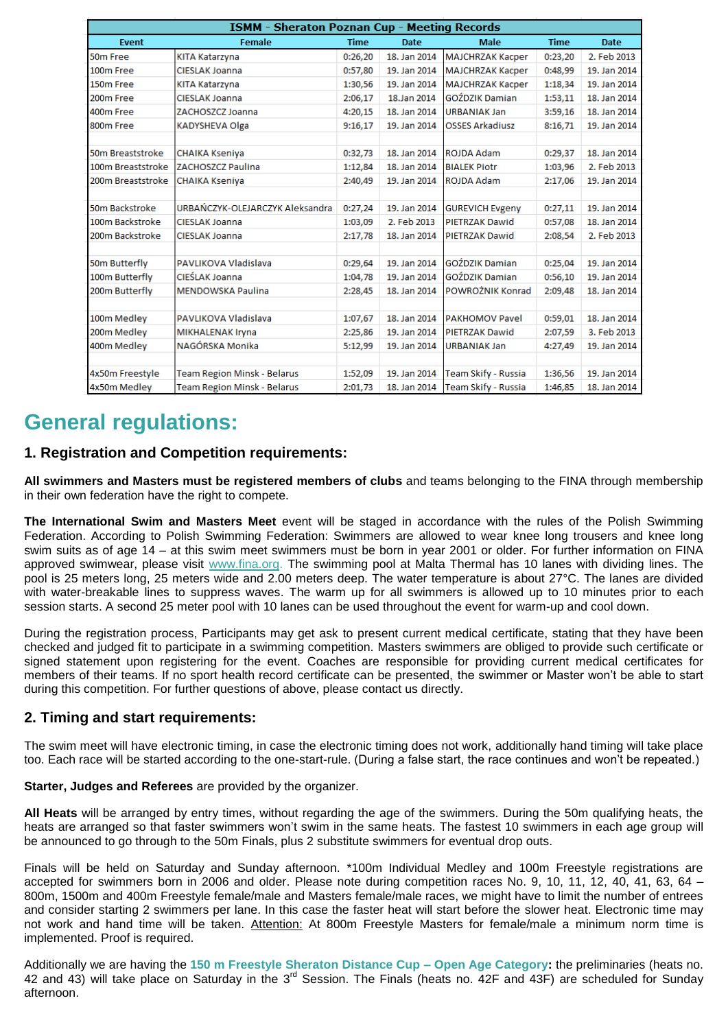| ISMM - Sheraton Poznan Cup - Meeting Records | | | | | | |
|---|---|---|---|---|---|---|
| Event | Female | Time | Date | Male | Time | Date |
| 50m Free | KITA Katarzyna | 0:26,20 | 18. Jan 2014 | MAJCHRZAK Kacper | 0:23,20 | 2. Feb 2013 |
| 100m Free | CIESLAK Joanna | 0:57,80 | 19. Jan 2014 | MAJCHRZAK Kacper | 0:48,99 | 19. Jan 2014 |
| 150m Free | KITA Katarzyna | 1:30,56 | 19. Jan 2014 | MAJCHRZAK Kacper | 1:18,34 | 19. Jan 2014 |
| 200m Free | CIESLAK Joanna | 2:06,17 | 18.Jan 2014 | GOŹDZIK Damian | 1:53,11 | 18. Jan 2014 |
| 400m Free | ZACHOSZCZ Joanna | 4:20,15 | 18. Jan 2014 | URBANIAK Jan | 3:59,16 | 18. Jan 2014 |
| 800m Free | KADYSHEVA Olga | 9:16,17 | 19. Jan 2014 | OSSES Arkadiusz | 8:16,71 | 19. Jan 2014 |
| | | | | | | |
| 50m Breaststroke | CHAIKA Kseniya | 0:32,73 | 18. Jan 2014 | ROJDA Adam | 0:29,37 | 18. Jan 2014 |
| 100m Breaststroke | ZACHOSZCZ Paulina | 1:12,84 | 18. Jan 2014 | BIALEK Piotr | 1:03,96 | 2. Feb 2013 |
| 200m Breaststroke | CHAIKA Kseniya | 2:40,49 | 19. Jan 2014 | ROJDA Adam | 2:17,06 | 19. Jan 2014 |
| | | | | | | |
| 50m Backstroke | URBAŃCZYK-OLEJARCZYK Aleksandra | 0:27,24 | 19. Jan 2014 | GUREVICH Evgeny | 0:27,11 | 19. Jan 2014 |
| 100m Backstroke | CIESLAK Joanna | 1:03,09 | 2. Feb 2013 | PIETRZAK Dawid | 0:57,08 | 18. Jan 2014 |
| 200m Backstroke | CIESLAK Joanna | 2:17,78 | 18. Jan 2014 | PIETRZAK Dawid | 2:08,54 | 2. Feb 2013 |
| | | | | | | |
| 50m Butterfly | PAVLIKOVA Vladislava | 0:29,64 | 19. Jan 2014 | GOŹDZIK Damian | 0:25,04 | 19. Jan 2014 |
| 100m Butterfly | CIEŚLAK Joanna | 1:04,78 | 19. Jan 2014 | GOŹDZIK Damian | 0:56,10 | 19. Jan 2014 |
| 200m Butterfly | MENDOWSKA Paulina | 2:28,45 | 18. Jan 2014 | POWROŹNIK Konrad | 2:09,48 | 18. Jan 2014 |
| | | | | | | |
| 100m Medley | PAVLIKOVA Vladislava | 1:07,67 | 18. Jan 2014 | PAKHOMOV Pavel | 0:59,01 | 18. Jan 2014 |
| 200m Medley | MIKHALENAK Iryna | 2:25,86 | 19. Jan 2014 | PIETRZAK Dawid | 2:07,59 | 3. Feb 2013 |
| 400m Medley | NAGÓRSKA Monika | 5:12,99 | 19. Jan 2014 | URBANIAK Jan | 4:27,49 | 19. Jan 2014 |
| | | | | | | |
| 4x50m Freestyle | Team Region Minsk - Belarus | 1:52,09 | 19. Jan 2014 | Team Skify - Russia | 1:36,56 | 19. Jan 2014 |
| 4x50m Medley | Team Region Minsk - Belarus | 2:01,73 | 18. Jan 2014 | Team Skify - Russia | 1:46,85 | 18. Jan 2014 |

# General regulations:

## 1. Registration and Competition requirements:

**All swimmers and Masters must be registered members of clubs** and teams belonging to the FINA through membership in their own federation have the right to compete.

**The International Swim and Masters Meet** event will be staged in accordance with the rules of the Polish Swimming Federation. According to Polish Swimming Federation: Swimmers are allowed to wear knee long trousers and knee long swim suits as of age 14 – at this swim meet swimmers must be born in year 2001 or older. For further information on FINA approved swimwear, please visit www.fina.org. The swimming pool at Malta Thermal has 10 lanes with dividing lines. The pool is 25 meters long, 25 meters wide and 2.00 meters deep. The water temperature is about 27°C. The lanes are divided with water-breakable lines to suppress waves. The warm up for all swimmers is allowed up to 10 minutes prior to each session starts. A second 25 meter pool with 10 lanes can be used throughout the event for warm-up and cool down.

During the registration process, Participants may get ask to present current medical certificate, stating that they have been checked and judged fit to participate in a swimming competition. Masters swimmers are obliged to provide such certificate or signed statement upon registering for the event. Coaches are responsible for providing current medical certificates for members of their teams. If no sport health record certificate can be presented, the swimmer or Master won't be able to start during this competition. For further questions of above, please contact us directly.

## 2. Timing and start requirements:

The swim meet will have electronic timing, in case the electronic timing does not work, additionally hand timing will take place too. Each race will be started according to the one-start-rule. (During a false start, the race continues and won't be repeated.)

**Starter, Judges and Referees** are provided by the organizer.

**All Heats** will be arranged by entry times, without regarding the age of the swimmers. During the 50m qualifying heats, the heats are arranged so that faster swimmers won't swim in the same heats. The fastest 10 swimmers in each age group will be announced to go through to the 50m Finals, plus 2 substitute swimmers for eventual drop outs.

Finals will be held on Saturday and Sunday afternoon. *100m Individual Medley and 100m Freestyle registrations are accepted for swimmers born in 2006 and older. Please note during competition races No. 9, 10, 11, 12, 40, 41, 63, 64 – 800m, 1500m and 400m Freestyle female/male and Masters female/male races, we might have to limit the number of entrees and consider starting 2 swimmers per lane. In this case the faster heat will start before the slower heat. Electronic time may not work and hand time will be taken. <u>Attention:</u> At 800m Freestyle Masters for female/male a minimum norm time is implemented. Proof is required.

Additionally we are having the **150 m Freestyle Sheraton Distance Cup – Open Age Category:** the preliminaries (heats no. 42 and 43) will take place on Saturday in the 3rd Session. The Finals (heats no. 42F and 43F) are scheduled for Sunday afternoon.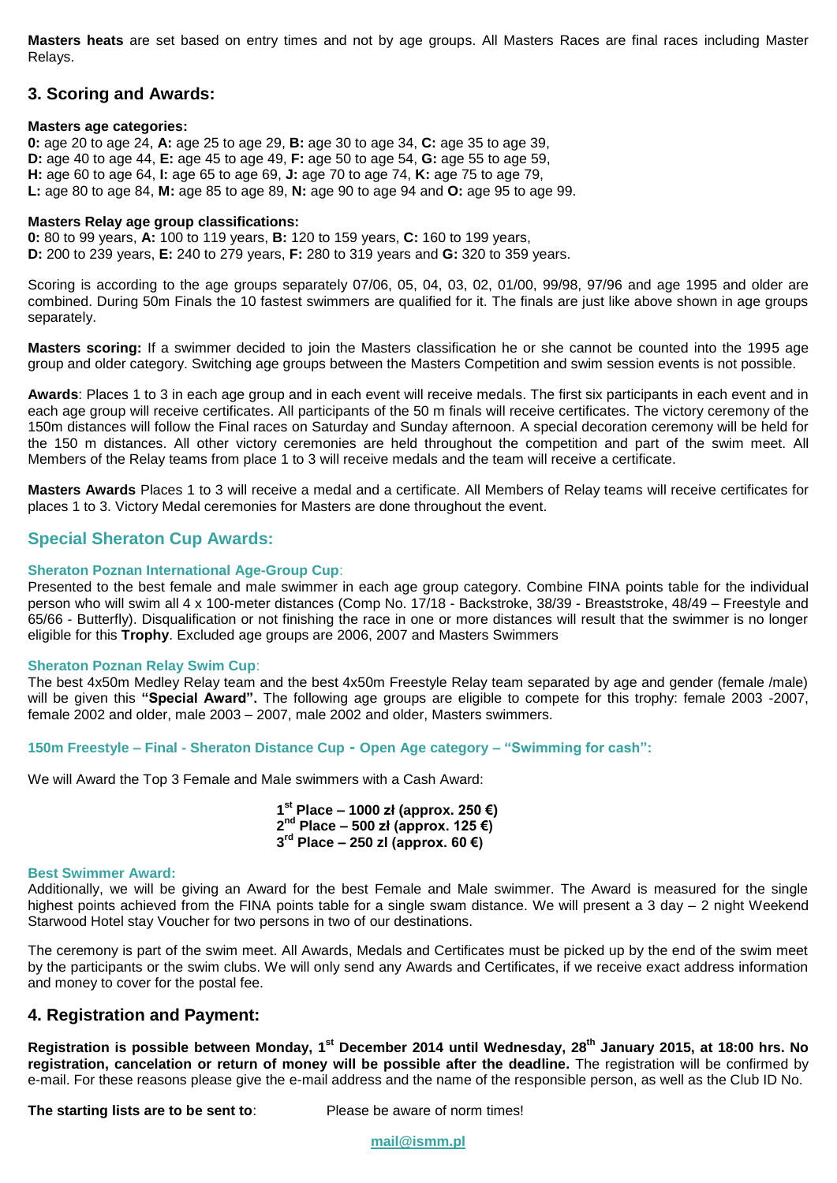**Masters heats** are set based on entry times and not by age groups. All Masters Races are final races including Master Relays.

## 3. Scoring and Awards:

**Masters age categories:**
**0:** age 20 to age 24, **A:** age 25 to age 29, **B:** age 30 to age 34, **C:** age 35 to age 39,
**D:** age 40 to age 44, **E:** age 45 to age 49, **F:** age 50 to age 54, **G:** age 55 to age 59,
**H:** age 60 to age 64, **I:** age 65 to age 69, **J:** age 70 to age 74, **K:** age 75 to age 79,
**L:** age 80 to age 84, **M:** age 85 to age 89, **N:** age 90 to age 94 and **O:** age 95 to age 99.

**Masters Relay age group classifications:**
**0:** 80 to 99 years, **A:** 100 to 119 years, **B:** 120 to 159 years, **C:** 160 to 199 years,
**D:** 200 to 239 years, **E:** 240 to 279 years, **F:** 280 to 319 years and **G:** 320 to 359 years.

Scoring is according to the age groups separately 07/06, 05, 04, 03, 02, 01/00, 99/98, 97/96 and age 1995 and older are combined. During 50m Finals the 10 fastest swimmers are qualified for it. The finals are just like above shown in age groups separately.

**Masters scoring:** If a swimmer decided to join the Masters classification he or she cannot be counted into the 1995 age group and older category. Switching age groups between the Masters Competition and swim session events is not possible.

**Awards**: Places 1 to 3 in each age group and in each event will receive medals. The first six participants in each event and in each age group will receive certificates. All participants of the 50 m finals will receive certificates. The victory ceremony of the 150m distances will follow the Final races on Saturday and Sunday afternoon. A special decoration ceremony will be held for the 150 m distances. All other victory ceremonies are held throughout the competition and part of the swim meet. All Members of the Relay teams from place 1 to 3 will receive medals and the team will receive a certificate.

**Masters Awards** Places 1 to 3 will receive a medal and a certificate. All Members of Relay teams will receive certificates for places 1 to 3. Victory Medal ceremonies for Masters are done throughout the event.

## Special Sheraton Cup Awards:

### Sheraton Poznan International Age-Group Cup:

Presented to the best female and male swimmer in each age group category. Combine FINA points table for the individual person who will swim all 4 x 100-meter distances (Comp No. 17/18 - Backstroke, 38/39 - Breaststroke, 48/49 – Freestyle and 65/66 - Butterfly). Disqualification or not finishing the race in one or more distances will result that the swimmer is no longer eligible for this **Trophy**. Excluded age groups are 2006, 2007 and Masters Swimmers

### Sheraton Poznan Relay Swim Cup:

The best 4x50m Medley Relay team and the best 4x50m Freestyle Relay team separated by age and gender (female /male) will be given this **"Special Award".** The following age groups are eligible to compete for this trophy: female 2003 -2007, female 2002 and older, male 2003 – 2007, male 2002 and older, Masters swimmers.

### 150m Freestyle – Final - Sheraton Distance Cup - Open Age category – "Swimming for cash":

We will Award the Top 3 Female and Male swimmers with a Cash Award:

**1st Place – 1000 zł (approx. 250 €)**
**2nd Place – 500 zł (approx. 125 €)**
**3rd Place – 250 zl (approx. 60 €)**

### Best Swimmer Award:

Additionally, we will be giving an Award for the best Female and Male swimmer. The Award is measured for the single highest points achieved from the FINA points table for a single swam distance. We will present a 3 day – 2 night Weekend Starwood Hotel stay Voucher for two persons in two of our destinations.

The ceremony is part of the swim meet. All Awards, Medals and Certificates must be picked up by the end of the swim meet by the participants or the swim clubs. We will only send any Awards and Certificates, if we receive exact address information and money to cover for the postal fee.

## 4. Registration and Payment:

**Registration is possible between Monday, 1st December 2014 until Wednesday, 28th January 2015, at 18:00 hrs. No registration, cancelation or return of money will be possible after the deadline.** The registration will be confirmed by e-mail. For these reasons please give the e-mail address and the name of the responsible person, as well as the Club ID No.

**The starting lists are to be sent to**: Please be aware of norm times!

**mail@ismm.pl**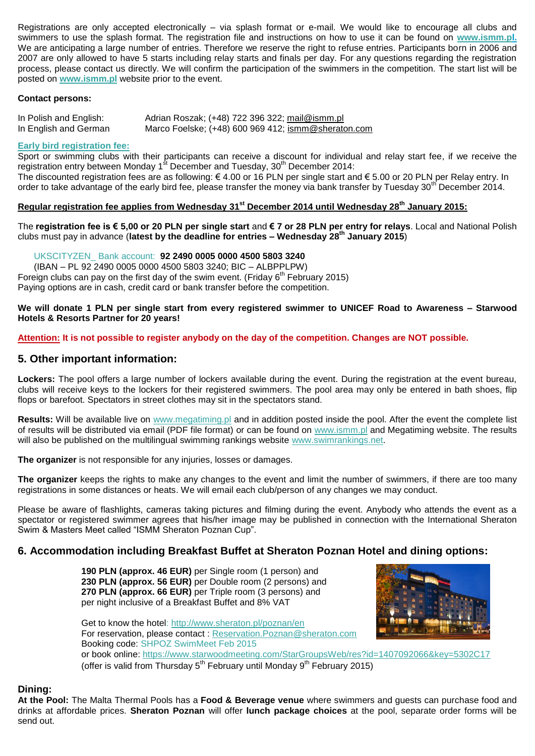Registrations are only accepted electronically – via splash format or e-mail. We would like to encourage all clubs and swimmers to use the splash format. The registration file and instructions on how to use it can be found on **www.ismm.pl.** We are anticipating a large number of entries. Therefore we reserve the right to refuse entries. Participants born in 2006 and 2007 are only allowed to have 5 starts including relay starts and finals per day. For any questions regarding the registration process, please contact us directly. We will confirm the participation of the swimmers in the competition. The start list will be posted on **www.ismm.pl** website prior to the event.

**Contact persons:**

In Polish and English: Adrian Roszak; (+48) 722 396 322; mail@ismm.pl
In English and German Marco Foelske; (+48) 600 969 412; ismm@sheraton.com

**Early bird registration fee:**
Sport or swimming clubs with their participants can receive a discount for individual and relay start fee, if we receive the registration entry between Monday 1st December and Tuesday, 30th December 2014:
The discounted registration fees are as following: € 4.00 or 16 PLN per single start and € 5.00 or 20 PLN per Relay entry. In order to take advantage of the early bird fee, please transfer the money via bank transfer by Tuesday 30th December 2014.

**Regular registration fee applies from Wednesday 31st December 2014 until Wednesday 28th January 2015:**

The **registration fee is € 5,00 or 20 PLN per single start** and **€ 7 or 28 PLN per entry for relays**. Local and National Polish clubs must pay in advance (**latest by the deadline for entries – Wednesday 28th January 2015**)

UKSCITYZEN_ Bank account: **92 2490 0005 0000 4500 5803 3240**
(IBAN – PL 92 2490 0005 0000 4500 5803 3240; BIC – ALBPPLPW)
Foreign clubs can pay on the first day of the swim event. (Friday 6th February 2015)
Paying options are in cash, credit card or bank transfer before the competition.

**We will donate 1 PLN per single start from every registered swimmer to UNICEF Road to Awareness – Starwood Hotels & Resorts Partner for 20 years!**

**Attention: It is not possible to register anybody on the day of the competition. Changes are NOT possible.**

## 5. Other important information:

**Lockers:** The pool offers a large number of lockers available during the event. During the registration at the event bureau, clubs will receive keys to the lockers for their registered swimmers. The pool area may only be entered in bath shoes, flip flops or barefoot. Spectators in street clothes may sit in the spectators stand.

**Results:** Will be available live on www.megatiming.pl and in addition posted inside the pool. After the event the complete list of results will be distributed via email (PDF file format) or can be found on www.ismm.pl and Megatiming website. The results will also be published on the multilingual swimming rankings website www.swimrankings.net.

**The organizer** is not responsible for any injuries, losses or damages.

**The organizer** keeps the rights to make any changes to the event and limit the number of swimmers, if there are too many registrations in some distances or heats. We will email each club/person of any changes we may conduct.

Please be aware of flashlights, cameras taking pictures and filming during the event. Anybody who attends the event as a spectator or registered swimmer agrees that his/her image may be published in connection with the International Sheraton Swim & Masters Meet called "ISMM Sheraton Poznan Cup".

## 6. Accommodation including Breakfast Buffet at Sheraton Poznan Hotel and dining options:

**190 PLN (approx. 46 EUR)** per Single room (1 person) and
**230 PLN (approx. 56 EUR)** per Double room (2 persons) and
**270 PLN (approx. 66 EUR)** per Triple room (3 persons) and
per night inclusive of a Breakfast Buffet and 8% VAT

Get to know the hotel: http://www.sheraton.pl/poznan/en
For reservation, please contact : Reservation.Poznan@sheraton.com
Booking code: SHPOZ SwimMeet Feb 2015
or book online: https://www.starwoodmeeting.com/StarGroupsWeb/res?id=1407092066&key=5302C17
(offer is valid from Thursday 5th February until Monday 9th February 2015)

**Dining:**
**At the Pool:** The Malta Thermal Pools has a **Food & Beverage venue** where swimmers and guests can purchase food and drinks at affordable prices. **Sheraton Poznan** will offer **lunch package choices** at the pool, separate order forms will be send out.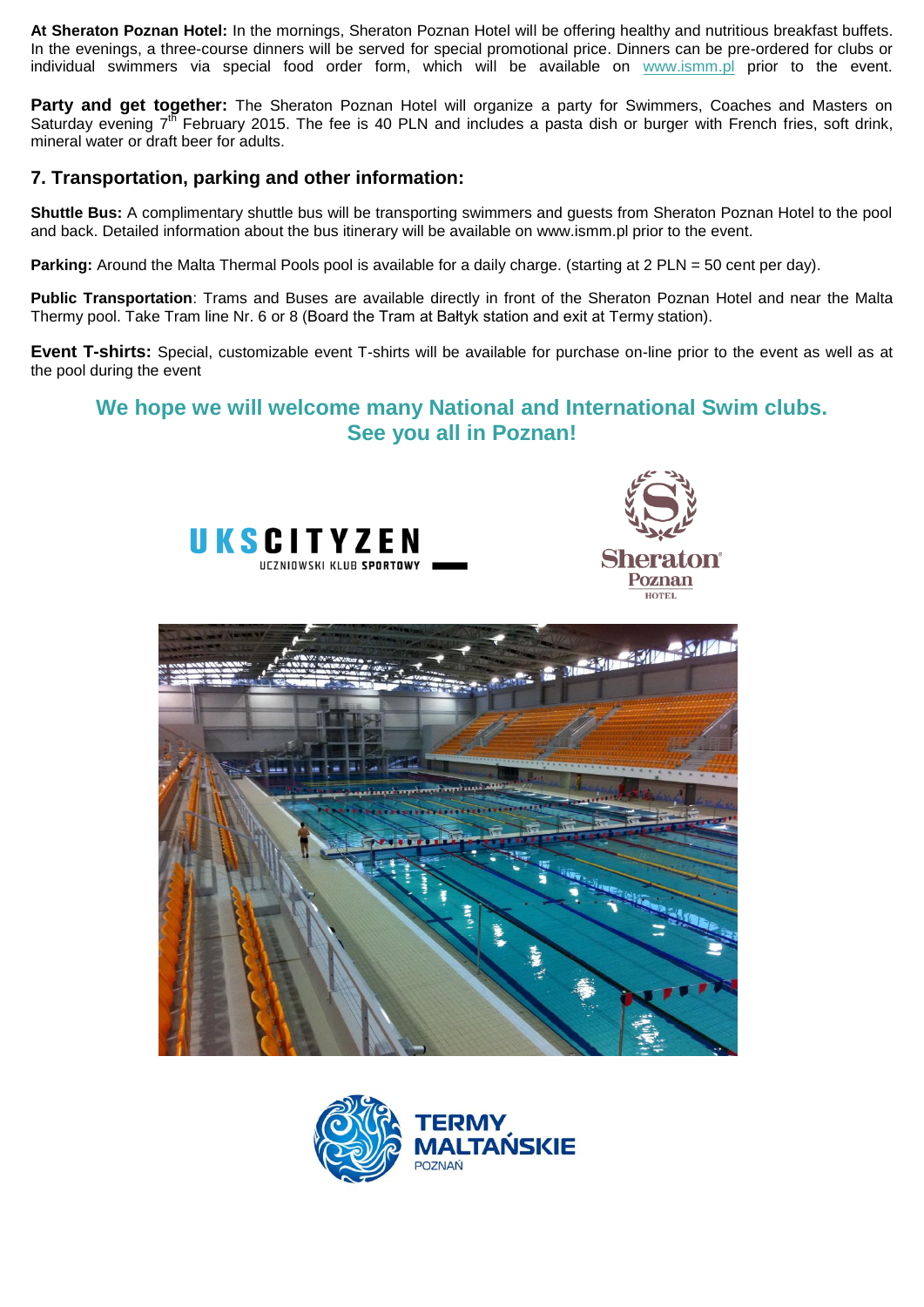**At Sheraton Poznan Hotel:** In the mornings, Sheraton Poznan Hotel will be offering healthy and nutritious breakfast buffets. In the evenings, a three-course dinners will be served for special promotional price. Dinners can be pre-ordered for clubs or individual swimmers via special food order form, which will be available on www.ismm.pl prior to the event.

**Party and get together:** The Sheraton Poznan Hotel will organize a party for Swimmers, Coaches and Masters on Saturday evening 7th February 2015. The fee is 40 PLN and includes a pasta dish or burger with French fries, soft drink, mineral water or draft beer for adults.

## 7. Transportation, parking and other information:

**Shuttle Bus:** A complimentary shuttle bus will be transporting swimmers and guests from Sheraton Poznan Hotel to the pool and back. Detailed information about the bus itinerary will be available on www.ismm.pl prior to the event.

**Parking:** Around the Malta Thermal Pools pool is available for a daily charge. (starting at 2 PLN = 50 cent per day).

**Public Transportation**: Trams and Buses are available directly in front of the Sheraton Poznan Hotel and near the Malta Thermy pool. Take Tram line Nr. 6 or 8 (Board the Tram at Bałtyk station and exit at Termy station).

**Event T-shirts:** Special, customizable event T-shirts will be available for purchase on-line prior to the event as well as at the pool during the event

**We hope we will welcome many National and International Swim clubs.**
**See you all in Poznan!**

UKS CITYZEN
UCZNIOWSKI KLUB SPORTOWY

Sheraton Poznan HOTEL

TERMY MALTAŃSKIE
POZNAŃ